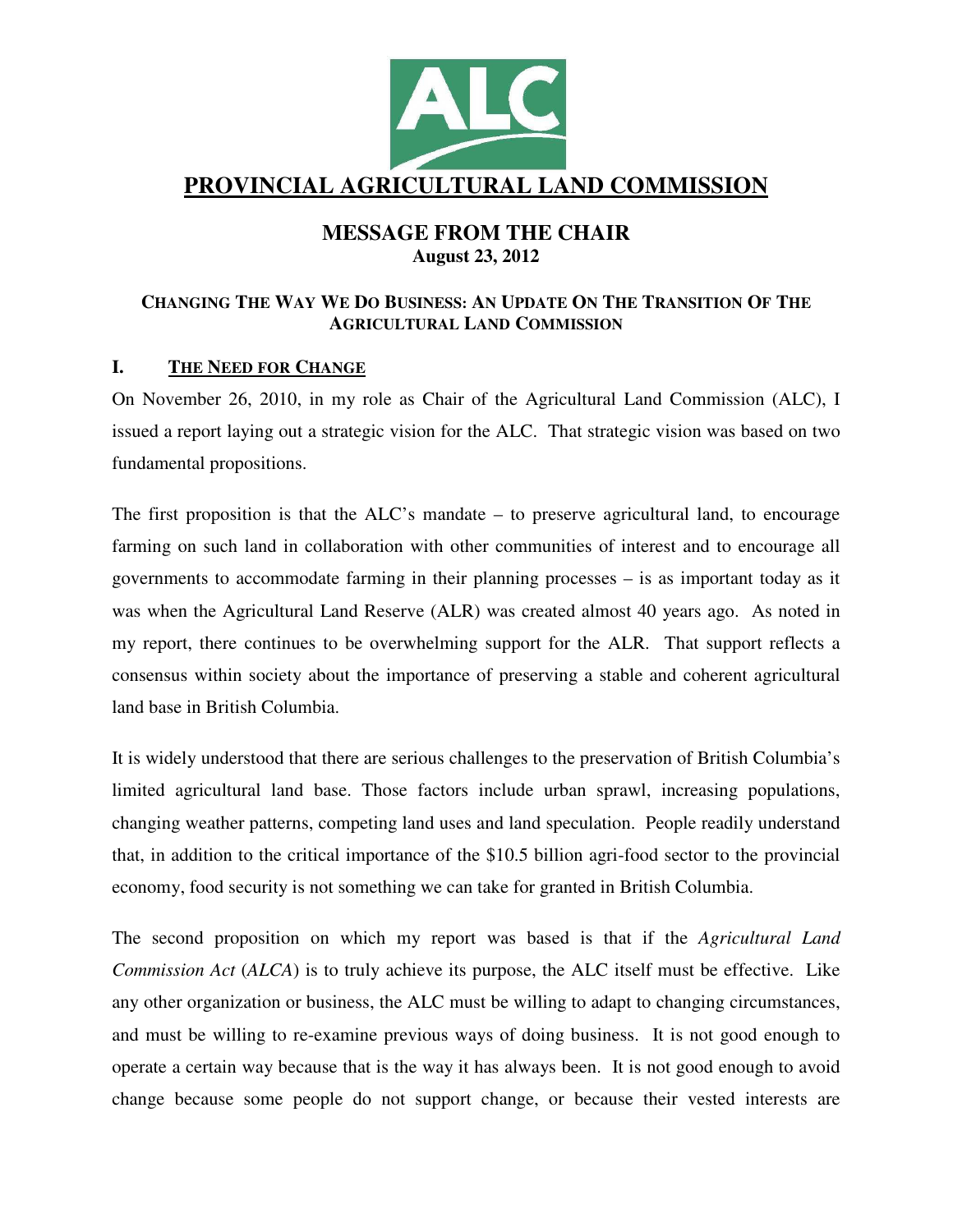# PROVINCIAL AGRICULTURAL LAND COMMISSION

## MESSAGE FROM THE CHAIR

**August 23, 2012**

### CHANGING THE WAY WE DO BUSINESS: AN UPDATE ON THE TRANSITION OF THE AGRICULTURAL LAND COMMISSION

## I. THE NEED FOR CHANGE

On November 26, 2010, in my role as Chair of the Agricultural Land Commission (ALC), I issued a report laying out a strategic vision for the ALC. That strategic vision was based on two fundamental propositions.

The first proposition is that the ALC's mandate – to preserve agricultural land, to encourage farming on such land in collaboration with other communities of interest and to encourage all governments to accommodate farming in their planning processes – is as important today as it was when the Agricultural Land Reserve (ALR) was created almost 40 years ago. As noted in my report, there continues to be overwhelming support for the ALR. That support reflects a consensus within society about the importance of preserving a stable and coherent agricultural land base in British Columbia.

It is widely understood that there are serious challenges to the preservation of British Columbia's limited agricultural land base. Those factors include urban sprawl, increasing populations, changing weather patterns, competing land uses and land speculation. People readily understand that, in addition to the critical importance of the $10.5 billion agri-food sector to the provincial economy, food security is not something we can take for granted in British Columbia.

The second proposition on which my report was based is that if the *Agricultural Land Commission Act* (*ALCA*) is to truly achieve its purpose, the ALC itself must be effective. Like any other organization or business, the ALC must be willing to adapt to changing circumstances, and must be willing to re-examine previous ways of doing business. It is not good enough to operate a certain way because that is the way it has always been. It is not good enough to avoid change because some people do not support change, or because their vested interests are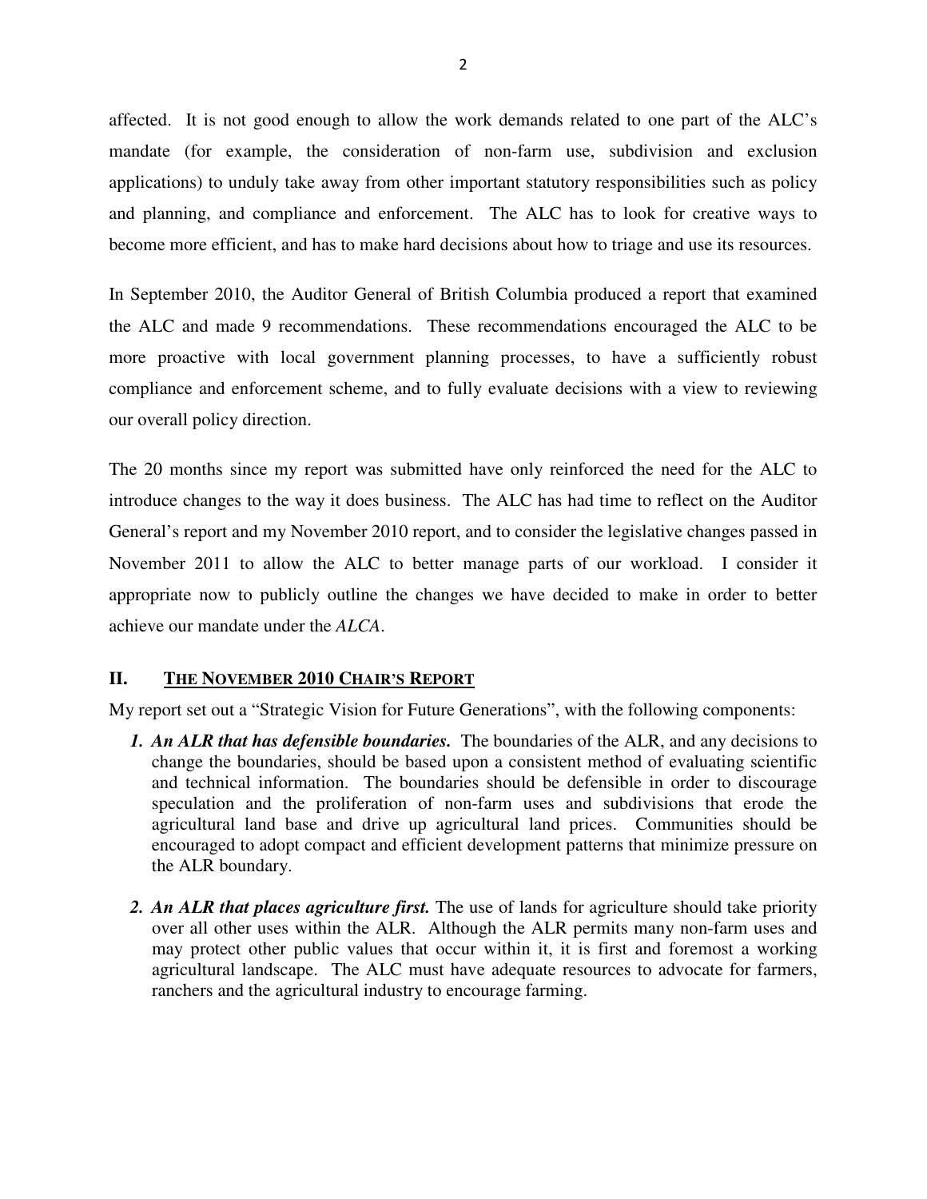affected. It is not good enough to allow the work demands related to one part of the ALC's mandate (for example, the consideration of non-farm use, subdivision and exclusion applications) to unduly take away from other important statutory responsibilities such as policy and planning, and compliance and enforcement. The ALC has to look for creative ways to become more efficient, and has to make hard decisions about how to triage and use its resources.

In September 2010, the Auditor General of British Columbia produced a report that examined the ALC and made 9 recommendations. These recommendations encouraged the ALC to be more proactive with local government planning processes, to have a sufficiently robust compliance and enforcement scheme, and to fully evaluate decisions with a view to reviewing our overall policy direction.

The 20 months since my report was submitted have only reinforced the need for the ALC to introduce changes to the way it does business. The ALC has had time to reflect on the Auditor General's report and my November 2010 report, and to consider the legislative changes passed in November 2011 to allow the ALC to better manage parts of our workload. I consider it appropriate now to publicly outline the changes we have decided to make in order to better achieve our mandate under the *ALCA*.

## II. THE NOVEMBER 2010 CHAIR'S REPORT

My report set out a "Strategic Vision for Future Generations", with the following components:

1. ***An ALR that has defensible boundaries.*** The boundaries of the ALR, and any decisions to change the boundaries, should be based upon a consistent method of evaluating scientific and technical information. The boundaries should be defensible in order to discourage speculation and the proliferation of non-farm uses and subdivisions that erode the agricultural land base and drive up agricultural land prices. Communities should be encouraged to adopt compact and efficient development patterns that minimize pressure on the ALR boundary.

2. ***An ALR that places agriculture first.*** The use of lands for agriculture should take priority over all other uses within the ALR. Although the ALR permits many non-farm uses and may protect other public values that occur within it, it is first and foremost a working agricultural landscape. The ALC must have adequate resources to advocate for farmers, ranchers and the agricultural industry to encourage farming.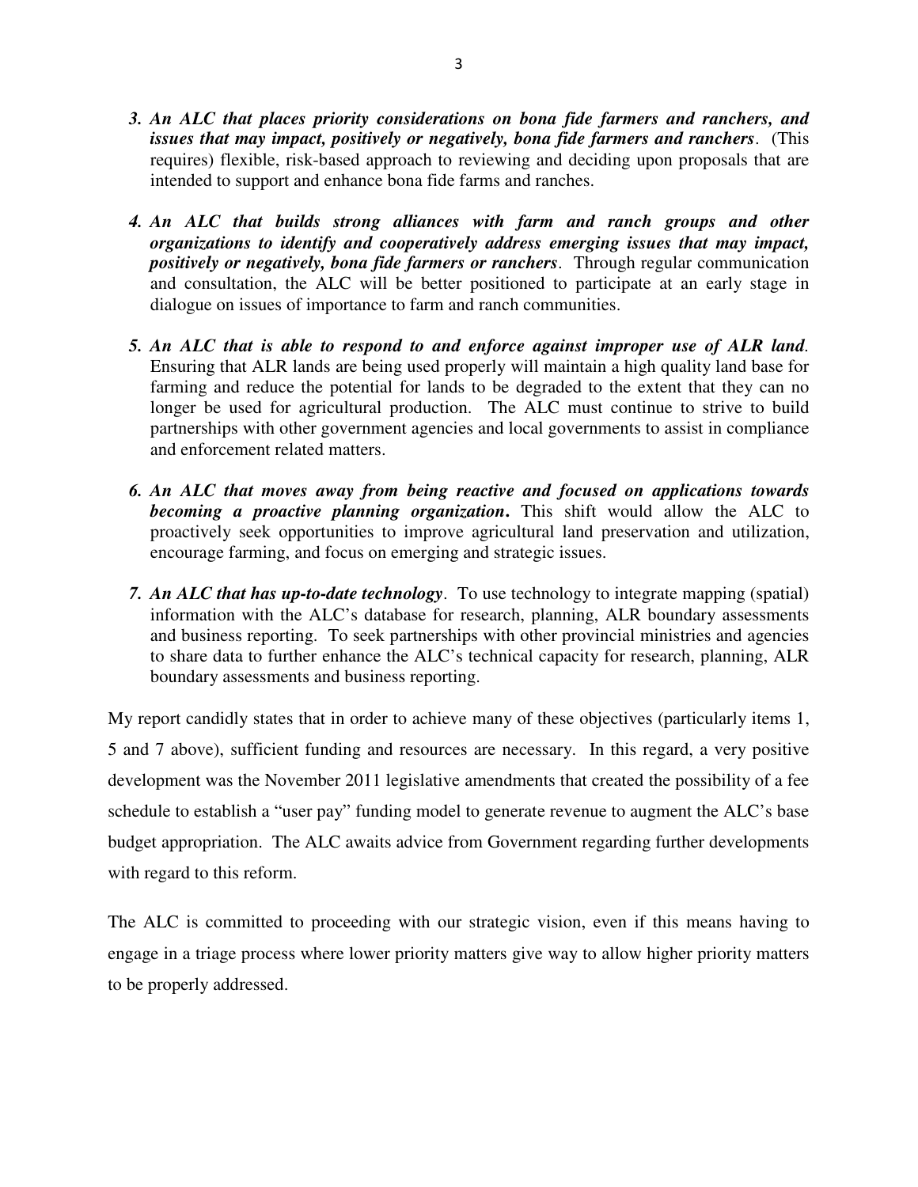3. ***An ALC that places priority considerations on bona fide farmers and ranchers, and issues that may impact, positively or negatively, bona fide farmers and ranchers***. (This requires) flexible, risk-based approach to reviewing and deciding upon proposals that are intended to support and enhance bona fide farms and ranches.

4. ***An ALC that builds strong alliances with farm and ranch groups and other organizations to identify and cooperatively address emerging issues that may impact, positively or negatively, bona fide farmers or ranchers***. Through regular communication and consultation, the ALC will be better positioned to participate at an early stage in dialogue on issues of importance to farm and ranch communities.

5. ***An ALC that is able to respond to and enforce against improper use of ALR land***. Ensuring that ALR lands are being used properly will maintain a high quality land base for farming and reduce the potential for lands to be degraded to the extent that they can no longer be used for agricultural production. The ALC must continue to strive to build partnerships with other government agencies and local governments to assist in compliance and enforcement related matters.

6. ***An ALC that moves away from being reactive and focused on applications towards becoming a proactive planning organization*.** This shift would allow the ALC to proactively seek opportunities to improve agricultural land preservation and utilization, encourage farming, and focus on emerging and strategic issues.

7. ***An ALC that has up-to-date technology***. To use technology to integrate mapping (spatial) information with the ALC's database for research, planning, ALR boundary assessments and business reporting. To seek partnerships with other provincial ministries and agencies to share data to further enhance the ALC's technical capacity for research, planning, ALR boundary assessments and business reporting.

My report candidly states that in order to achieve many of these objectives (particularly items 1, 5 and 7 above), sufficient funding and resources are necessary. In this regard, a very positive development was the November 2011 legislative amendments that created the possibility of a fee schedule to establish a "user pay" funding model to generate revenue to augment the ALC's base budget appropriation. The ALC awaits advice from Government regarding further developments with regard to this reform.

The ALC is committed to proceeding with our strategic vision, even if this means having to engage in a triage process where lower priority matters give way to allow higher priority matters to be properly addressed.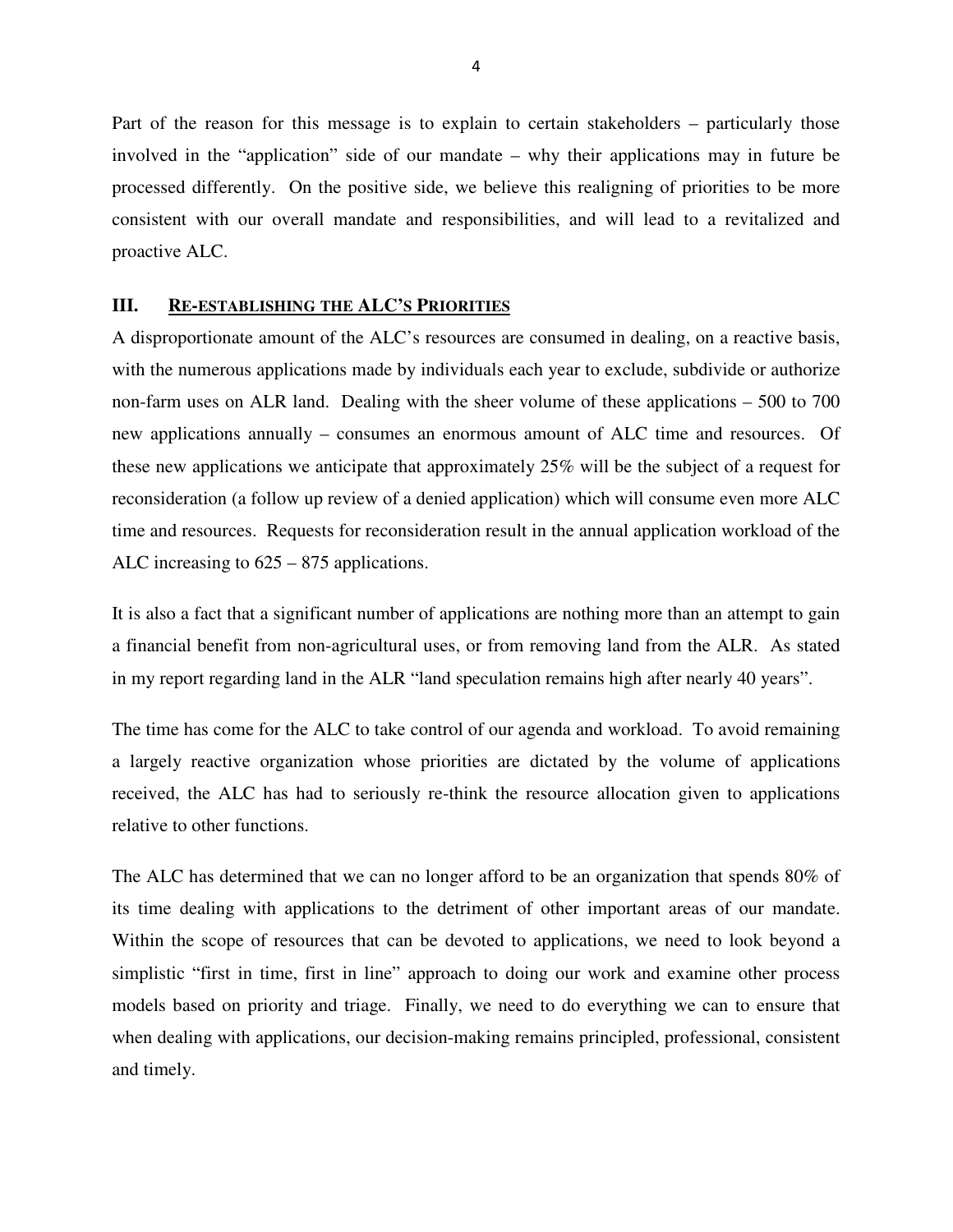Part of the reason for this message is to explain to certain stakeholders – particularly those involved in the "application" side of our mandate – why their applications may in future be processed differently. On the positive side, we believe this realigning of priorities to be more consistent with our overall mandate and responsibilities, and will lead to a revitalized and proactive ALC.

## III. RE-ESTABLISHING THE ALC'S PRIORITIES

A disproportionate amount of the ALC's resources are consumed in dealing, on a reactive basis, with the numerous applications made by individuals each year to exclude, subdivide or authorize non-farm uses on ALR land. Dealing with the sheer volume of these applications – 500 to 700 new applications annually – consumes an enormous amount of ALC time and resources. Of these new applications we anticipate that approximately 25% will be the subject of a request for reconsideration (a follow up review of a denied application) which will consume even more ALC time and resources. Requests for reconsideration result in the annual application workload of the ALC increasing to 625 – 875 applications.

It is also a fact that a significant number of applications are nothing more than an attempt to gain a financial benefit from non-agricultural uses, or from removing land from the ALR. As stated in my report regarding land in the ALR "land speculation remains high after nearly 40 years".

The time has come for the ALC to take control of our agenda and workload. To avoid remaining a largely reactive organization whose priorities are dictated by the volume of applications received, the ALC has had to seriously re-think the resource allocation given to applications relative to other functions.

The ALC has determined that we can no longer afford to be an organization that spends 80% of its time dealing with applications to the detriment of other important areas of our mandate. Within the scope of resources that can be devoted to applications, we need to look beyond a simplistic "first in time, first in line" approach to doing our work and examine other process models based on priority and triage. Finally, we need to do everything we can to ensure that when dealing with applications, our decision-making remains principled, professional, consistent and timely.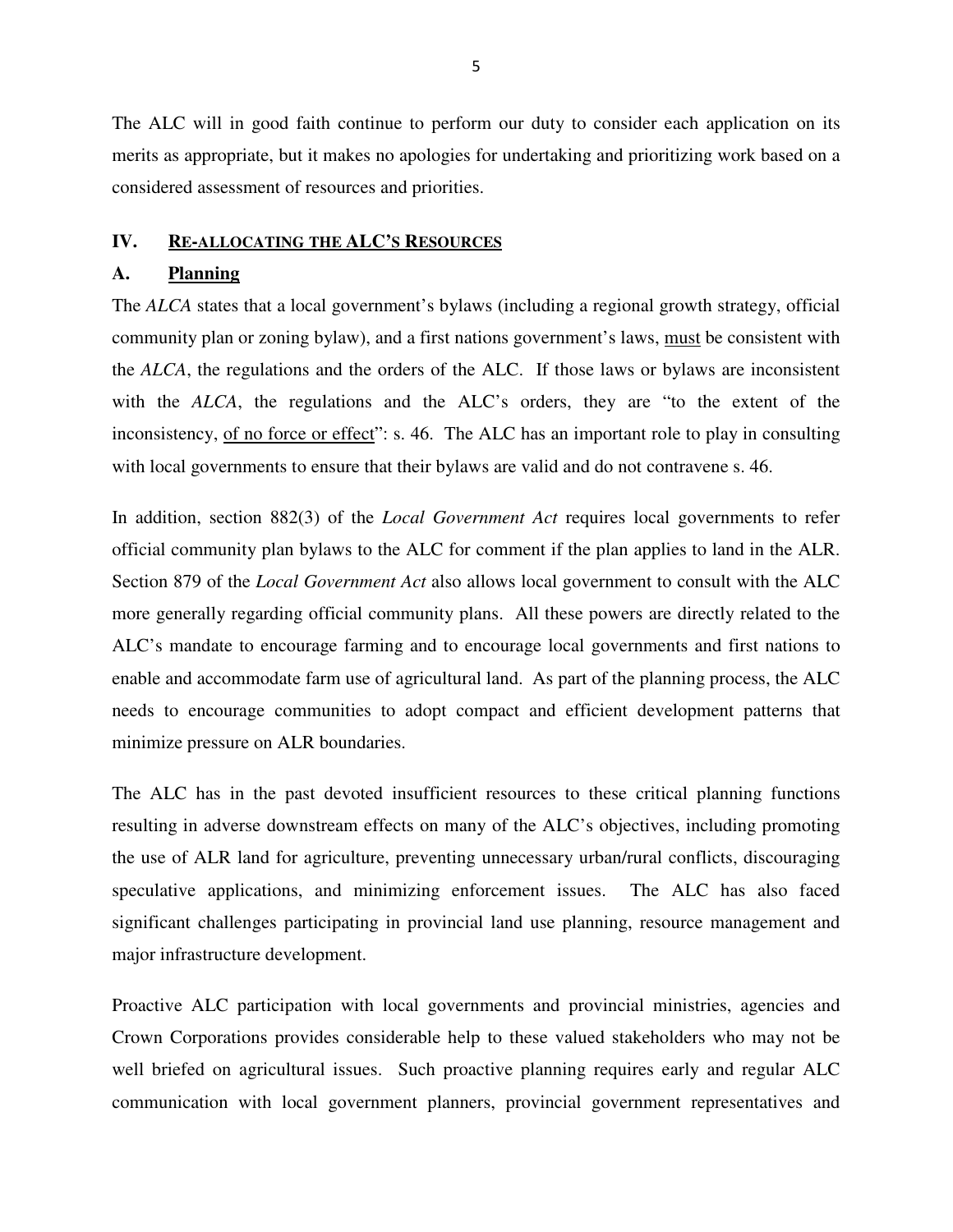The ALC will in good faith continue to perform our duty to consider each application on its merits as appropriate, but it makes no apologies for undertaking and prioritizing work based on a considered assessment of resources and priorities.

## IV. RE-ALLOCATING THE ALC'S RESOURCES

### A. Planning

The *ALCA* states that a local government's bylaws (including a regional growth strategy, official community plan or zoning bylaw), and a first nations government's laws, must be consistent with the *ALCA*, the regulations and the orders of the ALC. If those laws or bylaws are inconsistent with the *ALCA*, the regulations and the ALC's orders, they are "to the extent of the inconsistency, of no force or effect": s. 46. The ALC has an important role to play in consulting with local governments to ensure that their bylaws are valid and do not contravene s. 46.

In addition, section 882(3) of the *Local Government Act* requires local governments to refer official community plan bylaws to the ALC for comment if the plan applies to land in the ALR. Section 879 of the *Local Government Act* also allows local government to consult with the ALC more generally regarding official community plans. All these powers are directly related to the ALC's mandate to encourage farming and to encourage local governments and first nations to enable and accommodate farm use of agricultural land. As part of the planning process, the ALC needs to encourage communities to adopt compact and efficient development patterns that minimize pressure on ALR boundaries.

The ALC has in the past devoted insufficient resources to these critical planning functions resulting in adverse downstream effects on many of the ALC's objectives, including promoting the use of ALR land for agriculture, preventing unnecessary urban/rural conflicts, discouraging speculative applications, and minimizing enforcement issues. The ALC has also faced significant challenges participating in provincial land use planning, resource management and major infrastructure development.

Proactive ALC participation with local governments and provincial ministries, agencies and Crown Corporations provides considerable help to these valued stakeholders who may not be well briefed on agricultural issues. Such proactive planning requires early and regular ALC communication with local government planners, provincial government representatives and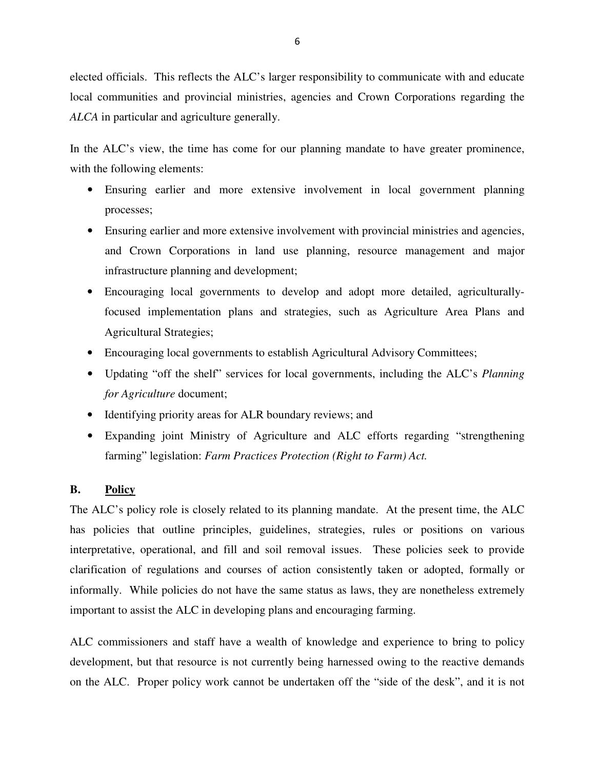elected officials. This reflects the ALC's larger responsibility to communicate with and educate local communities and provincial ministries, agencies and Crown Corporations regarding the *ALCA* in particular and agriculture generally.

In the ALC's view, the time has come for our planning mandate to have greater prominence, with the following elements:

- Ensuring earlier and more extensive involvement in local government planning processes;
- Ensuring earlier and more extensive involvement with provincial ministries and agencies, and Crown Corporations in land use planning, resource management and major infrastructure planning and development;
- Encouraging local governments to develop and adopt more detailed, agriculturally-focused implementation plans and strategies, such as Agriculture Area Plans and Agricultural Strategies;
- Encouraging local governments to establish Agricultural Advisory Committees;
- Updating "off the shelf" services for local governments, including the ALC's *Planning for Agriculture* document;
- Identifying priority areas for ALR boundary reviews; and
- Expanding joint Ministry of Agriculture and ALC efforts regarding "strengthening farming" legislation: *Farm Practices Protection (Right to Farm) Act.*

### B. Policy

The ALC's policy role is closely related to its planning mandate. At the present time, the ALC has policies that outline principles, guidelines, strategies, rules or positions on various interpretative, operational, and fill and soil removal issues. These policies seek to provide clarification of regulations and courses of action consistently taken or adopted, formally or informally. While policies do not have the same status as laws, they are nonetheless extremely important to assist the ALC in developing plans and encouraging farming.

ALC commissioners and staff have a wealth of knowledge and experience to bring to policy development, but that resource is not currently being harnessed owing to the reactive demands on the ALC. Proper policy work cannot be undertaken off the "side of the desk", and it is not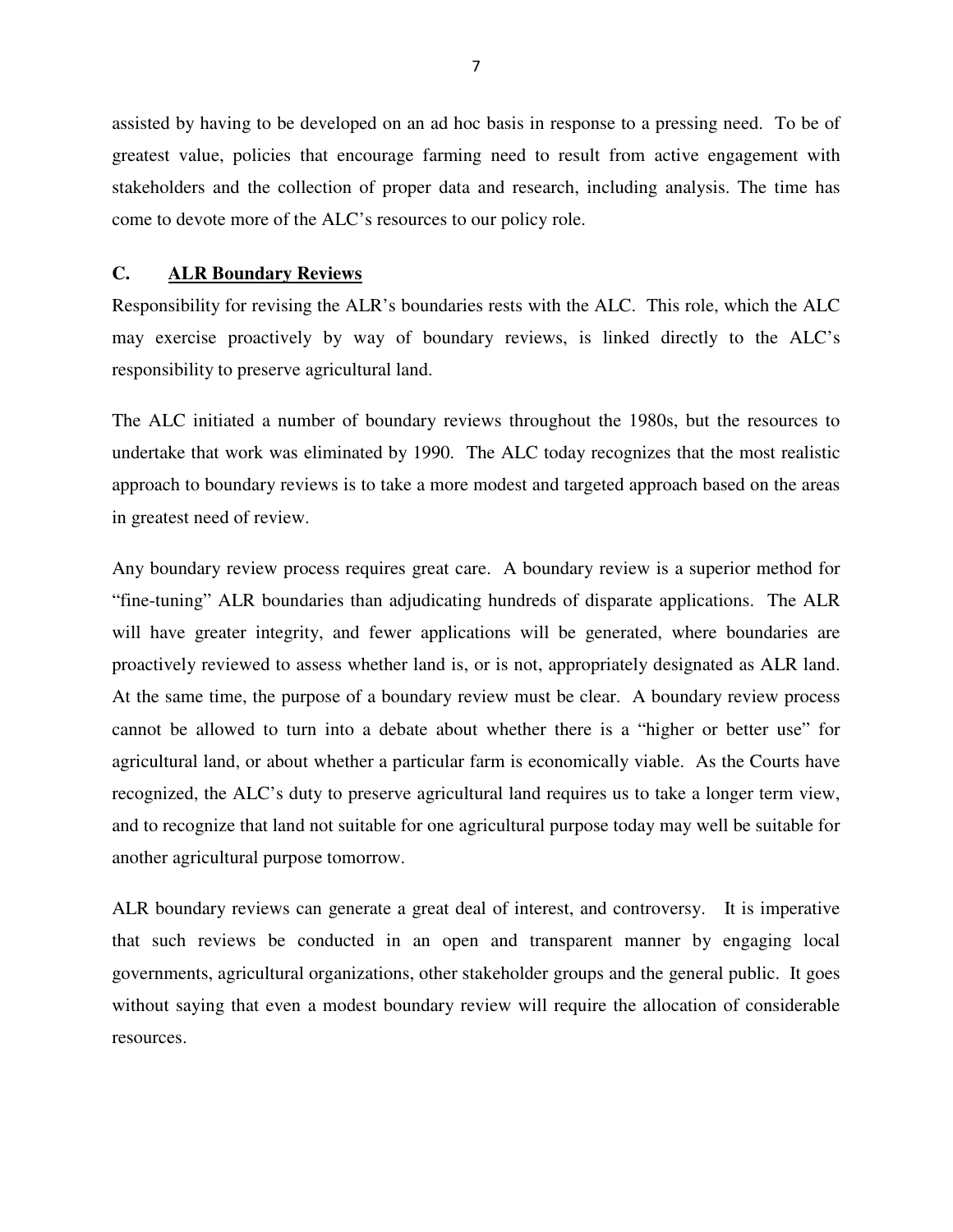assisted by having to be developed on an ad hoc basis in response to a pressing need. To be of greatest value, policies that encourage farming need to result from active engagement with stakeholders and the collection of proper data and research, including analysis. The time has come to devote more of the ALC's resources to our policy role.

### C. <u>ALR Boundary Reviews</u>

Responsibility for revising the ALR's boundaries rests with the ALC. This role, which the ALC may exercise proactively by way of boundary reviews, is linked directly to the ALC's responsibility to preserve agricultural land.

The ALC initiated a number of boundary reviews throughout the 1980s, but the resources to undertake that work was eliminated by 1990. The ALC today recognizes that the most realistic approach to boundary reviews is to take a more modest and targeted approach based on the areas in greatest need of review.

Any boundary review process requires great care. A boundary review is a superior method for "fine-tuning" ALR boundaries than adjudicating hundreds of disparate applications. The ALR will have greater integrity, and fewer applications will be generated, where boundaries are proactively reviewed to assess whether land is, or is not, appropriately designated as ALR land. At the same time, the purpose of a boundary review must be clear. A boundary review process cannot be allowed to turn into a debate about whether there is a "higher or better use" for agricultural land, or about whether a particular farm is economically viable. As the Courts have recognized, the ALC's duty to preserve agricultural land requires us to take a longer term view, and to recognize that land not suitable for one agricultural purpose today may well be suitable for another agricultural purpose tomorrow.

ALR boundary reviews can generate a great deal of interest, and controversy. It is imperative that such reviews be conducted in an open and transparent manner by engaging local governments, agricultural organizations, other stakeholder groups and the general public. It goes without saying that even a modest boundary review will require the allocation of considerable resources.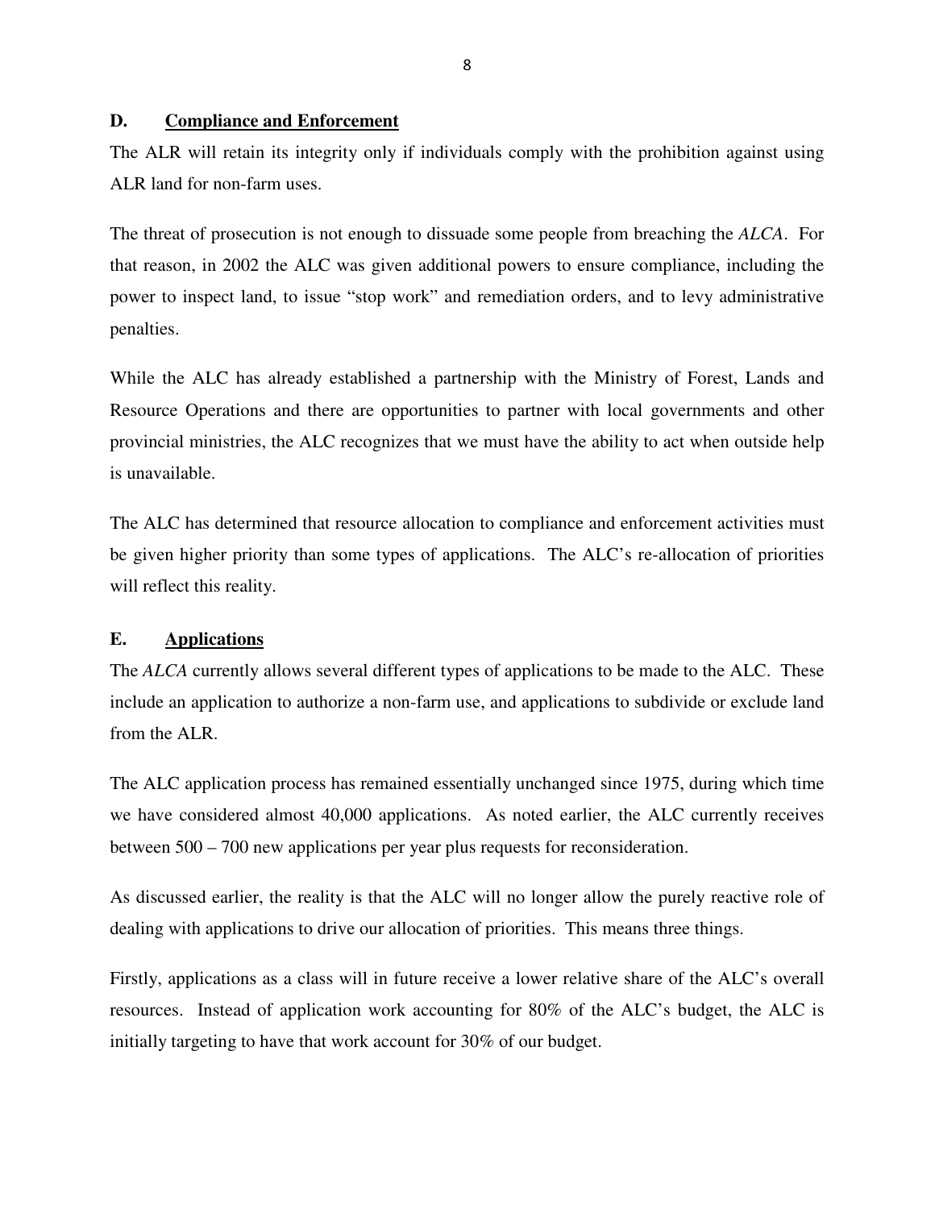## D. Compliance and Enforcement

The ALR will retain its integrity only if individuals comply with the prohibition against using ALR land for non-farm uses.

The threat of prosecution is not enough to dissuade some people from breaching the *ALCA*. For that reason, in 2002 the ALC was given additional powers to ensure compliance, including the power to inspect land, to issue "stop work" and remediation orders, and to levy administrative penalties.

While the ALC has already established a partnership with the Ministry of Forest, Lands and Resource Operations and there are opportunities to partner with local governments and other provincial ministries, the ALC recognizes that we must have the ability to act when outside help is unavailable.

The ALC has determined that resource allocation to compliance and enforcement activities must be given higher priority than some types of applications. The ALC's re-allocation of priorities will reflect this reality.

## E. Applications

The *ALCA* currently allows several different types of applications to be made to the ALC. These include an application to authorize a non-farm use, and applications to subdivide or exclude land from the ALR.

The ALC application process has remained essentially unchanged since 1975, during which time we have considered almost 40,000 applications. As noted earlier, the ALC currently receives between 500 – 700 new applications per year plus requests for reconsideration.

As discussed earlier, the reality is that the ALC will no longer allow the purely reactive role of dealing with applications to drive our allocation of priorities. This means three things.

Firstly, applications as a class will in future receive a lower relative share of the ALC's overall resources. Instead of application work accounting for 80% of the ALC's budget, the ALC is initially targeting to have that work account for 30% of our budget.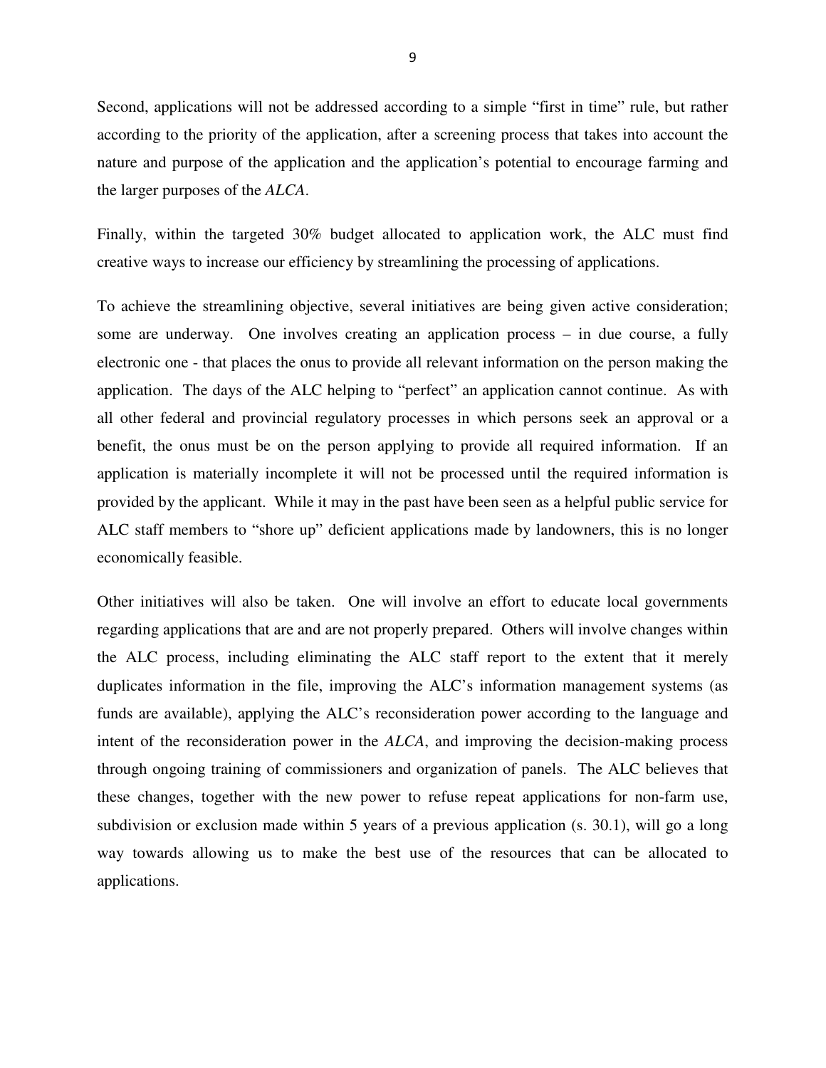Second, applications will not be addressed according to a simple "first in time" rule, but rather according to the priority of the application, after a screening process that takes into account the nature and purpose of the application and the application's potential to encourage farming and the larger purposes of the *ALCA*.

Finally, within the targeted 30% budget allocated to application work, the ALC must find creative ways to increase our efficiency by streamlining the processing of applications.

To achieve the streamlining objective, several initiatives are being given active consideration; some are underway. One involves creating an application process – in due course, a fully electronic one - that places the onus to provide all relevant information on the person making the application. The days of the ALC helping to "perfect" an application cannot continue. As with all other federal and provincial regulatory processes in which persons seek an approval or a benefit, the onus must be on the person applying to provide all required information. If an application is materially incomplete it will not be processed until the required information is provided by the applicant. While it may in the past have been seen as a helpful public service for ALC staff members to "shore up" deficient applications made by landowners, this is no longer economically feasible.

Other initiatives will also be taken. One will involve an effort to educate local governments regarding applications that are and are not properly prepared. Others will involve changes within the ALC process, including eliminating the ALC staff report to the extent that it merely duplicates information in the file, improving the ALC's information management systems (as funds are available), applying the ALC's reconsideration power according to the language and intent of the reconsideration power in the *ALCA*, and improving the decision-making process through ongoing training of commissioners and organization of panels. The ALC believes that these changes, together with the new power to refuse repeat applications for non-farm use, subdivision or exclusion made within 5 years of a previous application (s. 30.1), will go a long way towards allowing us to make the best use of the resources that can be allocated to applications.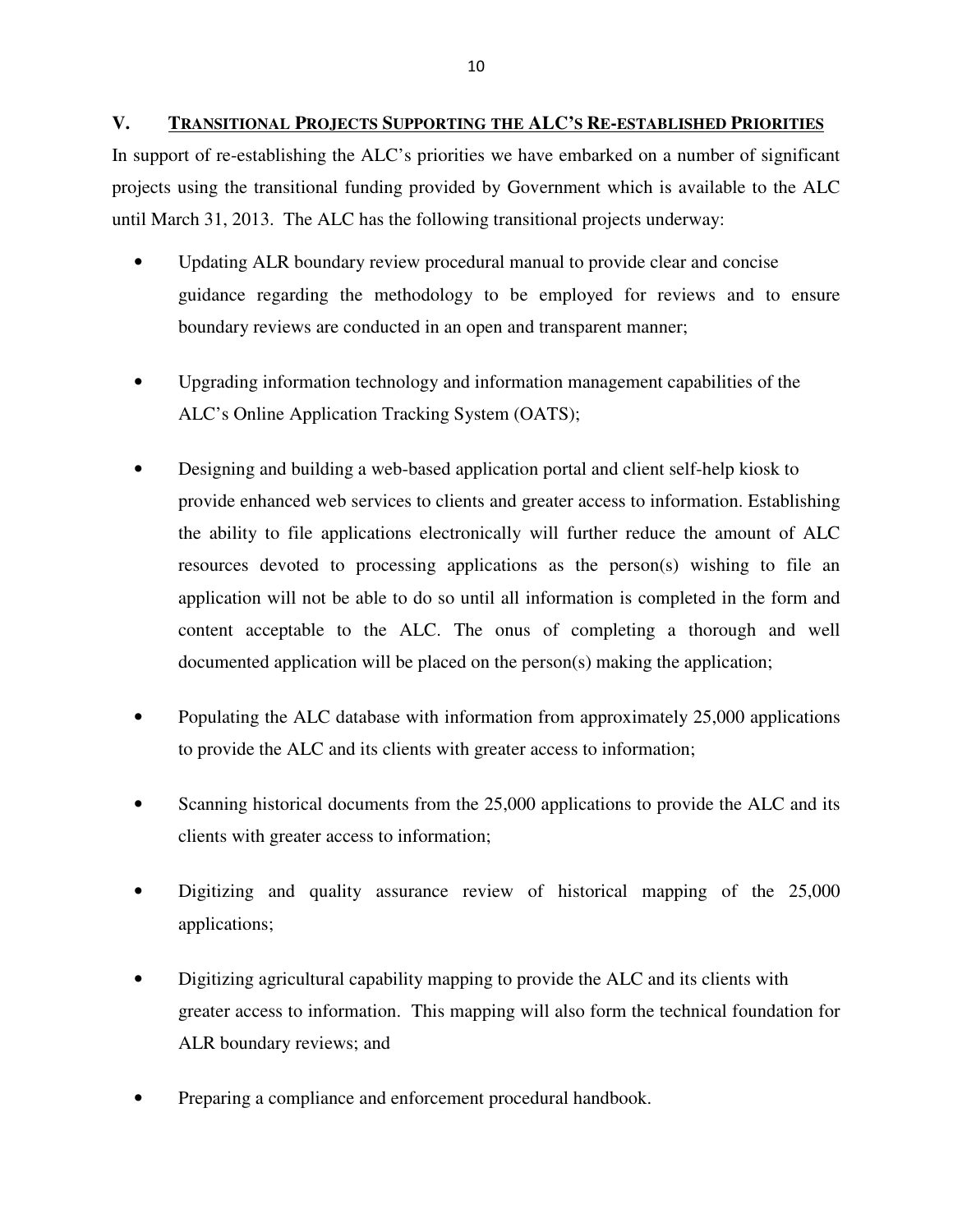## V. TRANSITIONAL PROJECTS SUPPORTING THE ALC'S RE-ESTABLISHED PRIORITIES

In support of re-establishing the ALC's priorities we have embarked on a number of significant projects using the transitional funding provided by Government which is available to the ALC until March 31, 2013. The ALC has the following transitional projects underway:

- Updating ALR boundary review procedural manual to provide clear and concise guidance regarding the methodology to be employed for reviews and to ensure boundary reviews are conducted in an open and transparent manner;
- Upgrading information technology and information management capabilities of the ALC's Online Application Tracking System (OATS);
- Designing and building a web-based application portal and client self-help kiosk to provide enhanced web services to clients and greater access to information. Establishing the ability to file applications electronically will further reduce the amount of ALC resources devoted to processing applications as the person(s) wishing to file an application will not be able to do so until all information is completed in the form and content acceptable to the ALC. The onus of completing a thorough and well documented application will be placed on the person(s) making the application;
- Populating the ALC database with information from approximately 25,000 applications to provide the ALC and its clients with greater access to information;
- Scanning historical documents from the 25,000 applications to provide the ALC and its clients with greater access to information;
- Digitizing and quality assurance review of historical mapping of the 25,000 applications;
- Digitizing agricultural capability mapping to provide the ALC and its clients with greater access to information. This mapping will also form the technical foundation for ALR boundary reviews; and
- Preparing a compliance and enforcement procedural handbook.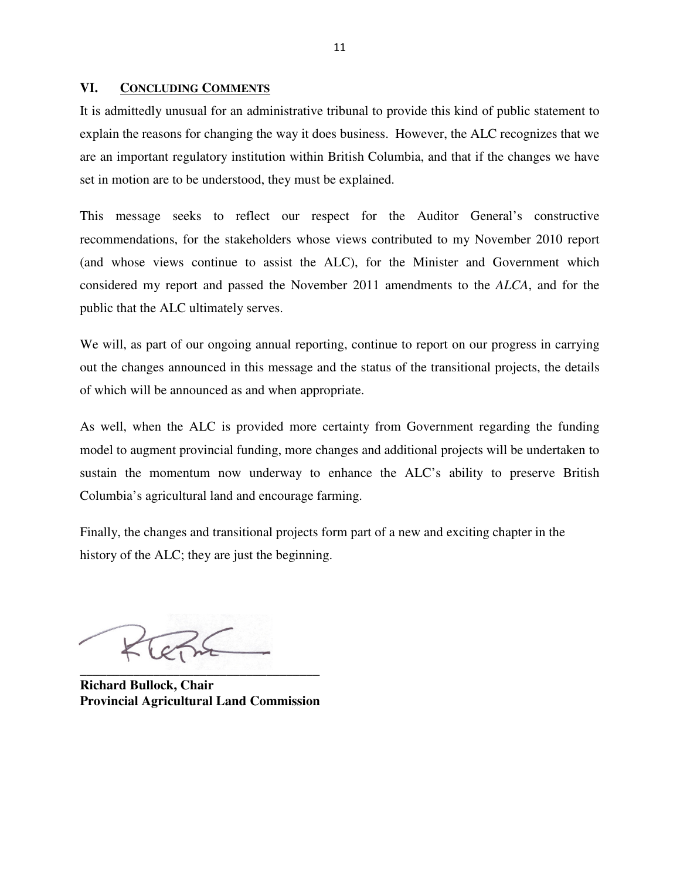## VI. CONCLUDING COMMENTS

It is admittedly unusual for an administrative tribunal to provide this kind of public statement to explain the reasons for changing the way it does business. However, the ALC recognizes that we are an important regulatory institution within British Columbia, and that if the changes we have set in motion are to be understood, they must be explained.

This message seeks to reflect our respect for the Auditor General's constructive recommendations, for the stakeholders whose views contributed to my November 2010 report (and whose views continue to assist the ALC), for the Minister and Government which considered my report and passed the November 2011 amendments to the *ALCA*, and for the public that the ALC ultimately serves.

We will, as part of our ongoing annual reporting, continue to report on our progress in carrying out the changes announced in this message and the status of the transitional projects, the details of which will be announced as and when appropriate.

As well, when the ALC is provided more certainty from Government regarding the funding model to augment provincial funding, more changes and additional projects will be undertaken to sustain the momentum now underway to enhance the ALC's ability to preserve British Columbia's agricultural land and encourage farming.

Finally, the changes and transitional projects form part of a new and exciting chapter in the history of the ALC; they are just the beginning.

\_\_\_\_\_\_\_\_\_\_\_\_\_\_\_\_\_\_\_\_\_\_\_\_\_\_\_\_\_\_\_\_\_\_\_\_

**Richard Bullock, Chair**
**Provincial Agricultural Land Commission**